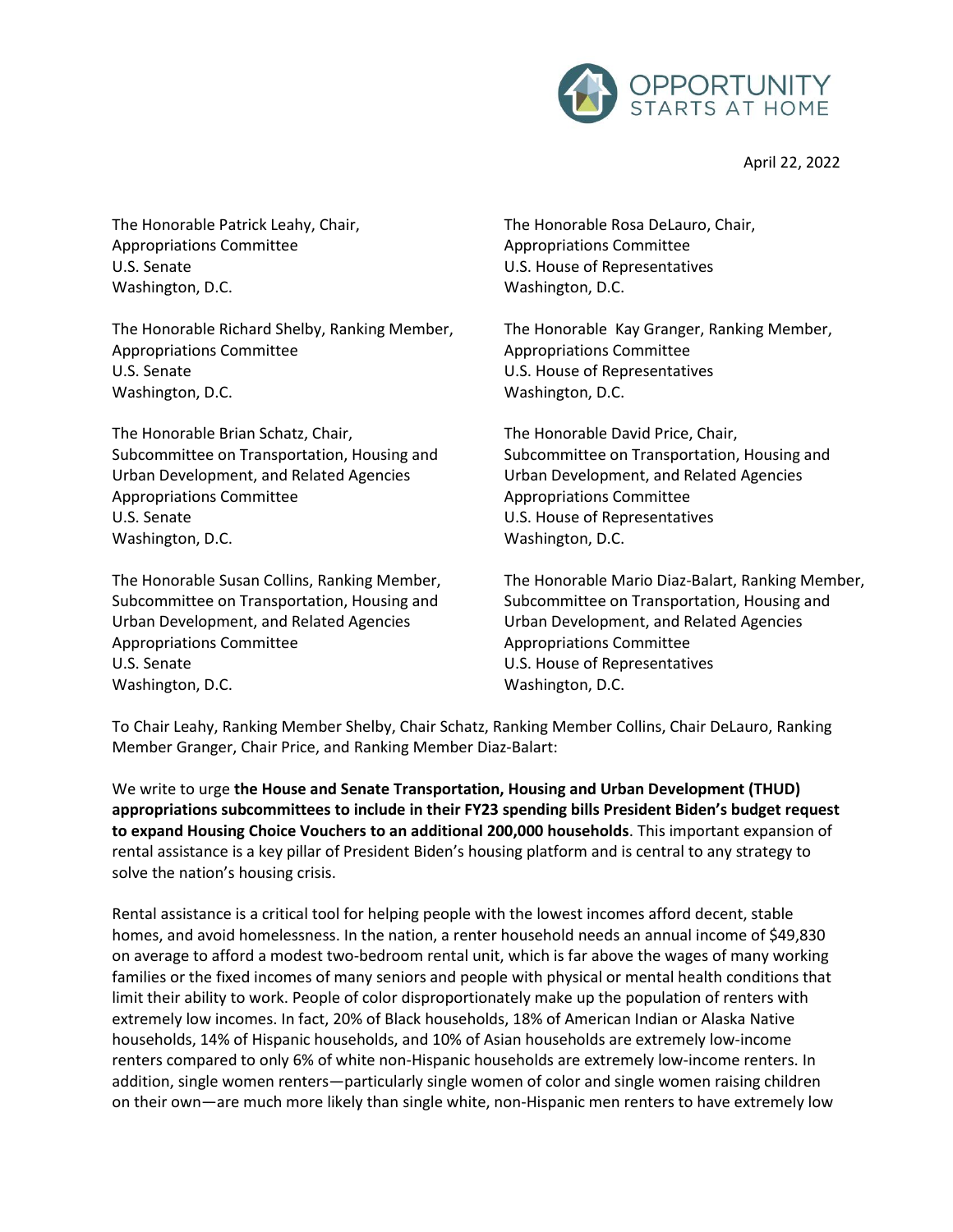OPPORTUNITY STARTS AT HOME

April 22, 2022

The Honorable Patrick Leahy, Chair,
Appropriations Committee
U.S. Senate
Washington, D.C.

The Honorable Richard Shelby, Ranking Member,
Appropriations Committee
U.S. Senate
Washington, D.C.

The Honorable Brian Schatz, Chair,
Subcommittee on Transportation, Housing and Urban Development, and Related Agencies
Appropriations Committee
U.S. Senate
Washington, D.C.

The Honorable Susan Collins, Ranking Member,
Subcommittee on Transportation, Housing and Urban Development, and Related Agencies
Appropriations Committee
U.S. Senate
Washington, D.C.

The Honorable Rosa DeLauro, Chair,
Appropriations Committee
U.S. House of Representatives
Washington, D.C.

The Honorable Kay Granger, Ranking Member,
Appropriations Committee
U.S. House of Representatives
Washington, D.C.

The Honorable David Price, Chair,
Subcommittee on Transportation, Housing and Urban Development, and Related Agencies
Appropriations Committee
U.S. House of Representatives
Washington, D.C.

The Honorable Mario Diaz-Balart, Ranking Member,
Subcommittee on Transportation, Housing and Urban Development, and Related Agencies
Appropriations Committee
U.S. House of Representatives
Washington, D.C.

To Chair Leahy, Ranking Member Shelby, Chair Schatz, Ranking Member Collins, Chair DeLauro, Ranking Member Granger, Chair Price, and Ranking Member Diaz-Balart:

We write to urge **the House and Senate Transportation, Housing and Urban Development (THUD) appropriations subcommittees to include in their FY23 spending bills President Biden's budget request to expand Housing Choice Vouchers to an additional 200,000 households**. This important expansion of rental assistance is a key pillar of President Biden's housing platform and is central to any strategy to solve the nation's housing crisis.

Rental assistance is a critical tool for helping people with the lowest incomes afford decent, stable homes, and avoid homelessness. In the nation, a renter household needs an annual income of $49,830 on average to afford a modest two-bedroom rental unit, which is far above the wages of many working families or the fixed incomes of many seniors and people with physical or mental health conditions that limit their ability to work. People of color disproportionately make up the population of renters with extremely low incomes. In fact, 20% of Black households, 18% of American Indian or Alaska Native households, 14% of Hispanic households, and 10% of Asian households are extremely low-income renters compared to only 6% of white non-Hispanic households are extremely low-income renters. In addition, single women renters—particularly single women of color and single women raising children on their own—are much more likely than single white, non-Hispanic men renters to have extremely low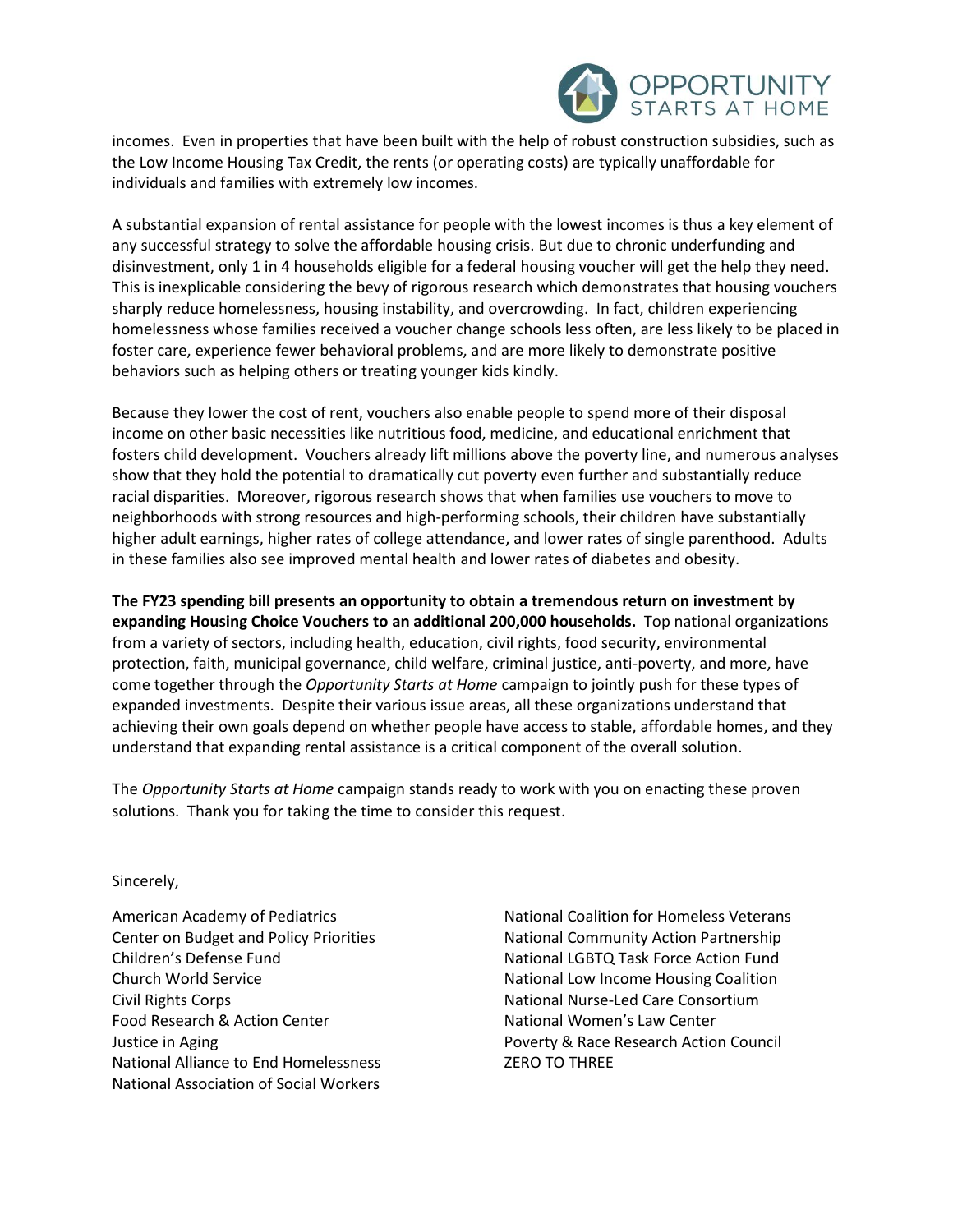incomes. Even in properties that have been built with the help of robust construction subsidies, such as the Low Income Housing Tax Credit, the rents (or operating costs) are typically unaffordable for individuals and families with extremely low incomes.

A substantial expansion of rental assistance for people with the lowest incomes is thus a key element of any successful strategy to solve the affordable housing crisis. But due to chronic underfunding and disinvestment, only 1 in 4 households eligible for a federal housing voucher will get the help they need. This is inexplicable considering the bevy of rigorous research which demonstrates that housing vouchers sharply reduce homelessness, housing instability, and overcrowding. In fact, children experiencing homelessness whose families received a voucher change schools less often, are less likely to be placed in foster care, experience fewer behavioral problems, and are more likely to demonstrate positive behaviors such as helping others or treating younger kids kindly.

Because they lower the cost of rent, vouchers also enable people to spend more of their disposal income on other basic necessities like nutritious food, medicine, and educational enrichment that fosters child development. Vouchers already lift millions above the poverty line, and numerous analyses show that they hold the potential to dramatically cut poverty even further and substantially reduce racial disparities. Moreover, rigorous research shows that when families use vouchers to move to neighborhoods with strong resources and high-performing schools, their children have substantially higher adult earnings, higher rates of college attendance, and lower rates of single parenthood. Adults in these families also see improved mental health and lower rates of diabetes and obesity.

**The FY23 spending bill presents an opportunity to obtain a tremendous return on investment by expanding Housing Choice Vouchers to an additional 200,000 households.** Top national organizations from a variety of sectors, including health, education, civil rights, food security, environmental protection, faith, municipal governance, child welfare, criminal justice, anti-poverty, and more, have come together through the *Opportunity Starts at Home* campaign to jointly push for these types of expanded investments. Despite their various issue areas, all these organizations understand that achieving their own goals depend on whether people have access to stable, affordable homes, and they understand that expanding rental assistance is a critical component of the overall solution.

The *Opportunity Starts at Home* campaign stands ready to work with you on enacting these proven solutions. Thank you for taking the time to consider this request.

Sincerely,

American Academy of Pediatrics
Center on Budget and Policy Priorities
Children's Defense Fund
Church World Service
Civil Rights Corps
Food Research & Action Center
Justice in Aging
National Alliance to End Homelessness
National Association of Social Workers
National Coalition for Homeless Veterans
National Community Action Partnership
National LGBTQ Task Force Action Fund
National Low Income Housing Coalition
National Nurse-Led Care Consortium
National Women's Law Center
Poverty & Race Research Action Council
ZERO TO THREE